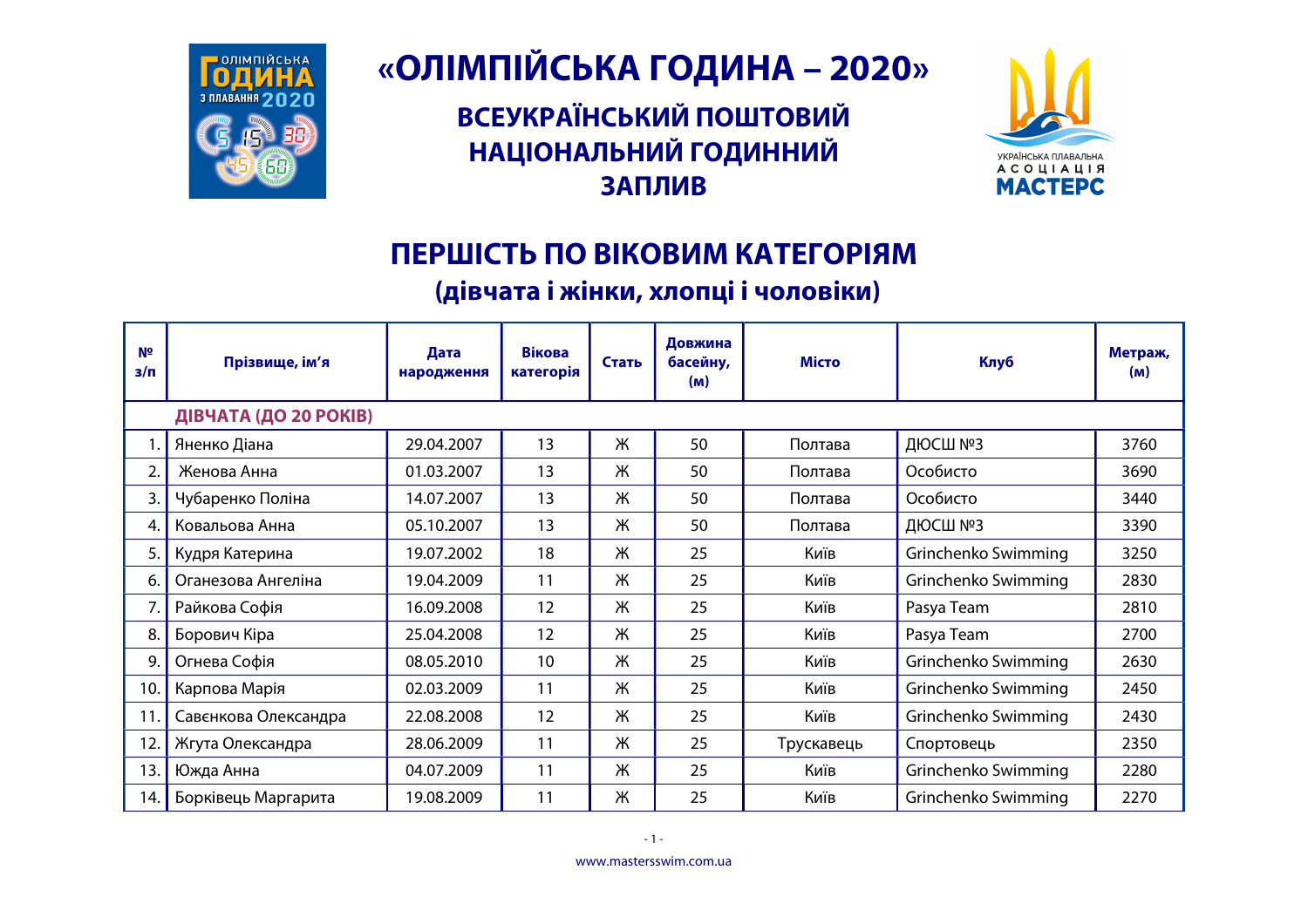# «ОЛІМПІЙСЬКА ГОДИНА – 2020»

## ВСЕУКРАЇНСЬКИЙ ПОШТОВИЙ НАЦІОНАЛЬНИЙ ГОДИННИЙ ЗАПЛИВ

## ПЕРШІСТЬ ПО ВІКОВИМ КАТЕГОРІЯМ

### (дівчата і жінки, хлопці і чоловіки)

| № з/п | Прізвище, ім'я | Дата народження | Вікова категорія | Стать | Довжина басейну, (м) | Місто | Клуб | Метраж, (м) |
|---|---|---|---|---|---|---|---|---|
| | **ДІВЧАТА (ДО 20 РОКІВ)** | | | | | | | |
| 1. | Яненко Діана | 29.04.2007 | 13 | Ж | 50 | Полтава | ДЮСШ №3 | 3760 |
| 2. | Женова Анна | 01.03.2007 | 13 | Ж | 50 | Полтава | Особисто | 3690 |
| 3. | Чубаренко Поліна | 14.07.2007 | 13 | Ж | 50 | Полтава | Особисто | 3440 |
| 4. | Ковальова Анна | 05.10.2007 | 13 | Ж | 50 | Полтава | ДЮСШ №3 | 3390 |
| 5. | Кудря Катерина | 19.07.2002 | 18 | Ж | 25 | Київ | Grinchenko Swimming | 3250 |
| 6. | Оганезова Ангеліна | 19.04.2009 | 11 | Ж | 25 | Київ | Grinchenko Swimming | 2830 |
| 7. | Райкова Софія | 16.09.2008 | 12 | Ж | 25 | Київ | Pasya Team | 2810 |
| 8. | Борович Кіра | 25.04.2008 | 12 | Ж | 25 | Київ | Pasya Team | 2700 |
| 9. | Огнева Софія | 08.05.2010 | 10 | Ж | 25 | Київ | Grinchenko Swimming | 2630 |
| 10. | Карпова Марія | 02.03.2009 | 11 | Ж | 25 | Київ | Grinchenko Swimming | 2450 |
| 11. | Савєнкова Олександра | 22.08.2008 | 12 | Ж | 25 | Київ | Grinchenko Swimming | 2430 |
| 12. | Жгута Олександра | 28.06.2009 | 11 | Ж | 25 | Трускавець | Спортовець | 2350 |
| 13. | Южда Анна | 04.07.2009 | 11 | Ж | 25 | Київ | Grinchenko Swimming | 2280 |
| 14. | Борківець Маргарита | 19.08.2009 | 11 | Ж | 25 | Київ | Grinchenko Swimming | 2270 |

www.mastersswim.com.ua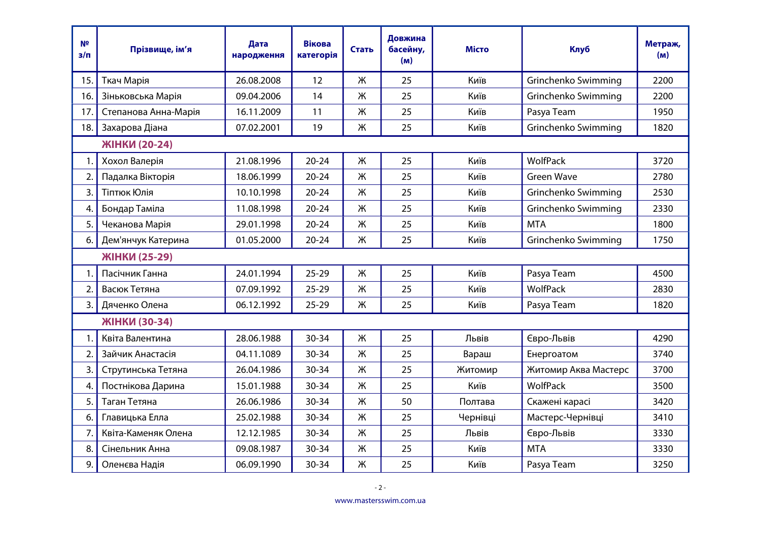| № з/п | Прізвище, ім’я | Дата народження | Вікова категорія | Стать | Довжина басейну, (м) | Місто | Клуб | Метраж, (м) |
|---|---|---|---|---|---|---|---|---|
| 15. | Ткач Марія | 26.08.2008 | 12 | Ж | 25 | Київ | Grinchenko Swimming | 2200 |
| 16. | Зіньковська Марія | 09.04.2006 | 14 | Ж | 25 | Київ | Grinchenko Swimming | 2200 |
| 17. | Степанова Анна-Марія | 16.11.2009 | 11 | Ж | 25 | Київ | Pasya Team | 1950 |
| 18. | Захарова Діана | 07.02.2001 | 19 | Ж | 25 | Київ | Grinchenko Swimming | 1820 |
| | **ЖІНКИ (20-24)** | | | | | | | |
| 1. | Хохол Валерія | 21.08.1996 | 20-24 | Ж | 25 | Київ | WolfPack | 3720 |
| 2. | Падалка Вікторія | 18.06.1999 | 20-24 | Ж | 25 | Київ | Green Wave | 2780 |
| 3. | Тіптюк Юлія | 10.10.1998 | 20-24 | Ж | 25 | Київ | Grinchenko Swimming | 2530 |
| 4. | Бондар Таміла | 11.08.1998 | 20-24 | Ж | 25 | Київ | Grinchenko Swimming | 2330 |
| 5. | Чеканова Марія | 29.01.1998 | 20-24 | Ж | 25 | Київ | MTA | 1800 |
| 6. | Дем'янчук Катерина | 01.05.2000 | 20-24 | Ж | 25 | Київ | Grinchenko Swimming | 1750 |
| | **ЖІНКИ (25-29)** | | | | | | | |
| 1. | Пасічник Ганна | 24.01.1994 | 25-29 | Ж | 25 | Київ | Pasya Team | 4500 |
| 2. | Васюк Тетяна | 07.09.1992 | 25-29 | Ж | 25 | Київ | WolfPack | 2830 |
| 3. | Дяченко Олена | 06.12.1992 | 25-29 | Ж | 25 | Київ | Pasya Team | 1820 |
| | **ЖІНКИ (30-34)** | | | | | | | |
| 1. | Квіта Валентина | 28.06.1988 | 30-34 | Ж | 25 | Львів | Євро-Львів | 4290 |
| 2. | Зайчик Анастасія | 04.11.1089 | 30-34 | Ж | 25 | Вараш | Енергоатом | 3740 |
| 3. | Струтинська Тетяна | 26.04.1986 | 30-34 | Ж | 25 | Житомир | Житомир Аква Мастерс | 3700 |
| 4. | Постнікова Дарина | 15.01.1988 | 30-34 | Ж | 25 | Київ | WolfPack | 3500 |
| 5. | Таган Тетяна | 26.06.1986 | 30-34 | Ж | 50 | Полтава | Скажені карасі | 3420 |
| 6. | Главицька Елла | 25.02.1988 | 30-34 | Ж | 25 | Чернівці | Мастерс-Чернівці | 3410 |
| 7. | Квіта-Каменяк Олена | 12.12.1985 | 30-34 | Ж | 25 | Львів | Євро-Львів | 3330 |
| 8. | Сінельник Анна | 09.08.1987 | 30-34 | Ж | 25 | Київ | MTA | 3330 |
| 9. | Оленєва Надія | 06.09.1990 | 30-34 | Ж | 25 | Київ | Pasya Team | 3250 |

www.mastersswim.com.ua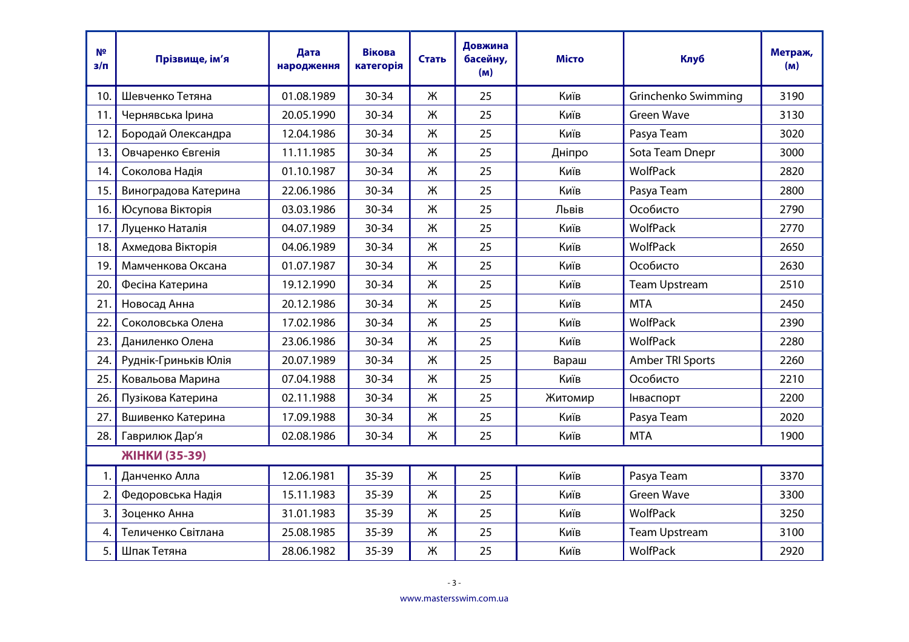| № з/п | Прізвище, ім'я | Дата народження | Вікова категорія | Стать | Довжина басейну, (м) | Місто | Клуб | Метраж, (м) |
|---|---|---|---|---|---|---|---|---|
| 10. | Шевченко Тетяна | 01.08.1989 | 30-34 | Ж | 25 | Київ | Grinchenko Swimming | 3190 |
| 11. | Чернявська Ірина | 20.05.1990 | 30-34 | Ж | 25 | Київ | Green Wave | 3130 |
| 12. | Бородай Олександра | 12.04.1986 | 30-34 | Ж | 25 | Київ | Pasya Team | 3020 |
| 13. | Овчаренко Євгенія | 11.11.1985 | 30-34 | Ж | 25 | Дніпро | Sota Team Dnepr | 3000 |
| 14. | Соколова Надія | 01.10.1987 | 30-34 | Ж | 25 | Київ | WolfPack | 2820 |
| 15. | Виноградова Катерина | 22.06.1986 | 30-34 | Ж | 25 | Київ | Pasya Team | 2800 |
| 16. | Юсупова Вікторія | 03.03.1986 | 30-34 | Ж | 25 | Львів | Особисто | 2790 |
| 17. | Луценко Наталія | 04.07.1989 | 30-34 | Ж | 25 | Київ | WolfPack | 2770 |
| 18. | Ахмедова Вікторія | 04.06.1989 | 30-34 | Ж | 25 | Київ | WolfPack | 2650 |
| 19. | Мамченкова Оксана | 01.07.1987 | 30-34 | Ж | 25 | Київ | Особисто | 2630 |
| 20. | Фесіна Катерина | 19.12.1990 | 30-34 | Ж | 25 | Київ | Team Upstream | 2510 |
| 21. | Новосад Анна | 20.12.1986 | 30-34 | Ж | 25 | Київ | MTA | 2450 |
| 22. | Соколовська Олена | 17.02.1986 | 30-34 | Ж | 25 | Київ | WolfPack | 2390 |
| 23. | Даниленко Олена | 23.06.1986 | 30-34 | Ж | 25 | Київ | WolfPack | 2280 |
| 24. | Руднік-Гриньків Юлія | 20.07.1989 | 30-34 | Ж | 25 | Вараш | Amber TRI Sports | 2260 |
| 25. | Ковальова Марина | 07.04.1988 | 30-34 | Ж | 25 | Київ | Особисто | 2210 |
| 26. | Пузікова Катерина | 02.11.1988 | 30-34 | Ж | 25 | Житомир | Інваспорт | 2200 |
| 27. | Вшивенко Катерина | 17.09.1988 | 30-34 | Ж | 25 | Київ | Pasya Team | 2020 |
| 28. | Гаврилюк Дар'я | 02.08.1986 | 30-34 | Ж | 25 | Київ | MTA | 1900 |
| | **ЖІНКИ (35-39)** | | | | | | | |
| 1. | Данченко Алла | 12.06.1981 | 35-39 | Ж | 25 | Київ | Pasya Team | 3370 |
| 2. | Федоровська Надія | 15.11.1983 | 35-39 | Ж | 25 | Київ | Green Wave | 3300 |
| 3. | Зоценко Анна | 31.01.1983 | 35-39 | Ж | 25 | Київ | WolfPack | 3250 |
| 4. | Теличенко Світлана | 25.08.1985 | 35-39 | Ж | 25 | Київ | Team Upstream | 3100 |
| 5. | Шпак Тетяна | 28.06.1982 | 35-39 | Ж | 25 | Київ | WolfPack | 2920 |

www.mastersswim.com.ua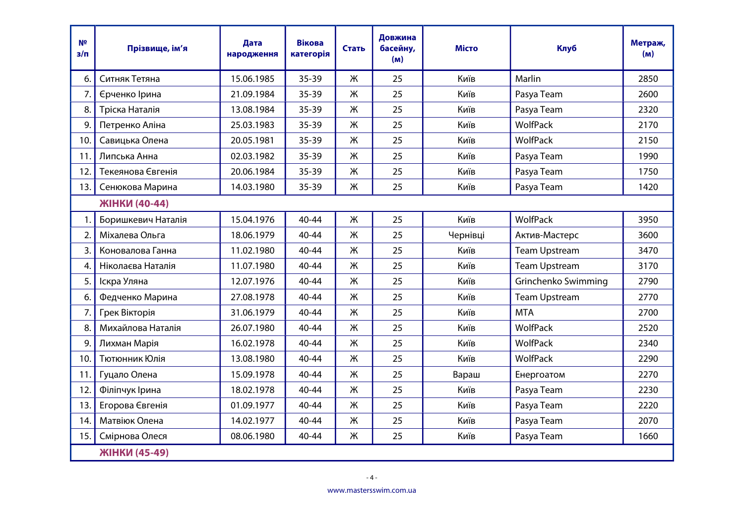| № з/п | Прізвище, ім'я | Дата народження | Вікова категорія | Стать | Довжина басейну, (м) | Місто | Клуб | Метраж, (м) |
|---|---|---|---|---|---|---|---|---|
| 6. | Ситняк Тетяна | 15.06.1985 | 35-39 | Ж | 25 | Київ | Marlin | 2850 |
| 7. | Єрченко Ірина | 21.09.1984 | 35-39 | Ж | 25 | Київ | Pasya Team | 2600 |
| 8. | Тріска Наталія | 13.08.1984 | 35-39 | Ж | 25 | Київ | Pasya Team | 2320 |
| 9. | Петренко Аліна | 25.03.1983 | 35-39 | Ж | 25 | Київ | WolfPack | 2170 |
| 10. | Савицька Олена | 20.05.1981 | 35-39 | Ж | 25 | Київ | WolfPack | 2150 |
| 11. | Липська Анна | 02.03.1982 | 35-39 | Ж | 25 | Київ | Pasya Team | 1990 |
| 12. | Текеянова Євгенія | 20.06.1984 | 35-39 | Ж | 25 | Київ | Pasya Team | 1750 |
| 13. | Сенюкова Марина | 14.03.1980 | 35-39 | Ж | 25 | Київ | Pasya Team | 1420 |
| | **ЖІНКИ (40-44)** | | | | | | | |
| 1. | Боришкевич Наталія | 15.04.1976 | 40-44 | Ж | 25 | Київ | WolfPack | 3950 |
| 2. | Міхалева Ольга | 18.06.1979 | 40-44 | Ж | 25 | Чернівці | Актив-Мастерс | 3600 |
| 3. | Коновалова Ганна | 11.02.1980 | 40-44 | Ж | 25 | Київ | Team Upstream | 3470 |
| 4. | Ніколаєва Наталія | 11.07.1980 | 40-44 | Ж | 25 | Київ | Team Upstream | 3170 |
| 5. | Іскра Уляна | 12.07.1976 | 40-44 | Ж | 25 | Київ | Grinchenko Swimming | 2790 |
| 6. | Федченко Марина | 27.08.1978 | 40-44 | Ж | 25 | Київ | Team Upstream | 2770 |
| 7. | Грек Вікторія | 31.06.1979 | 40-44 | Ж | 25 | Київ | MTA | 2700 |
| 8. | Михайлова Наталія | 26.07.1980 | 40-44 | Ж | 25 | Київ | WolfPack | 2520 |
| 9. | Лихман Марія | 16.02.1978 | 40-44 | Ж | 25 | Київ | WolfPack | 2340 |
| 10. | Тютюнник Юлія | 13.08.1980 | 40-44 | Ж | 25 | Київ | WolfPack | 2290 |
| 11. | Гуцало Олена | 15.09.1978 | 40-44 | Ж | 25 | Вараш | Енергоатом | 2270 |
| 12. | Філіпчук Ірина | 18.02.1978 | 40-44 | Ж | 25 | Київ | Pasya Team | 2230 |
| 13. | Егорова Євгенія | 01.09.1977 | 40-44 | Ж | 25 | Київ | Pasya Team | 2220 |
| 14. | Матвіюк Олена | 14.02.1977 | 40-44 | Ж | 25 | Київ | Pasya Team | 2070 |
| 15. | Смірнова Олеся | 08.06.1980 | 40-44 | Ж | 25 | Київ | Pasya Team | 1660 |
| | **ЖІНКИ (45-49)** | | | | | | | |

www.mastersswim.com.ua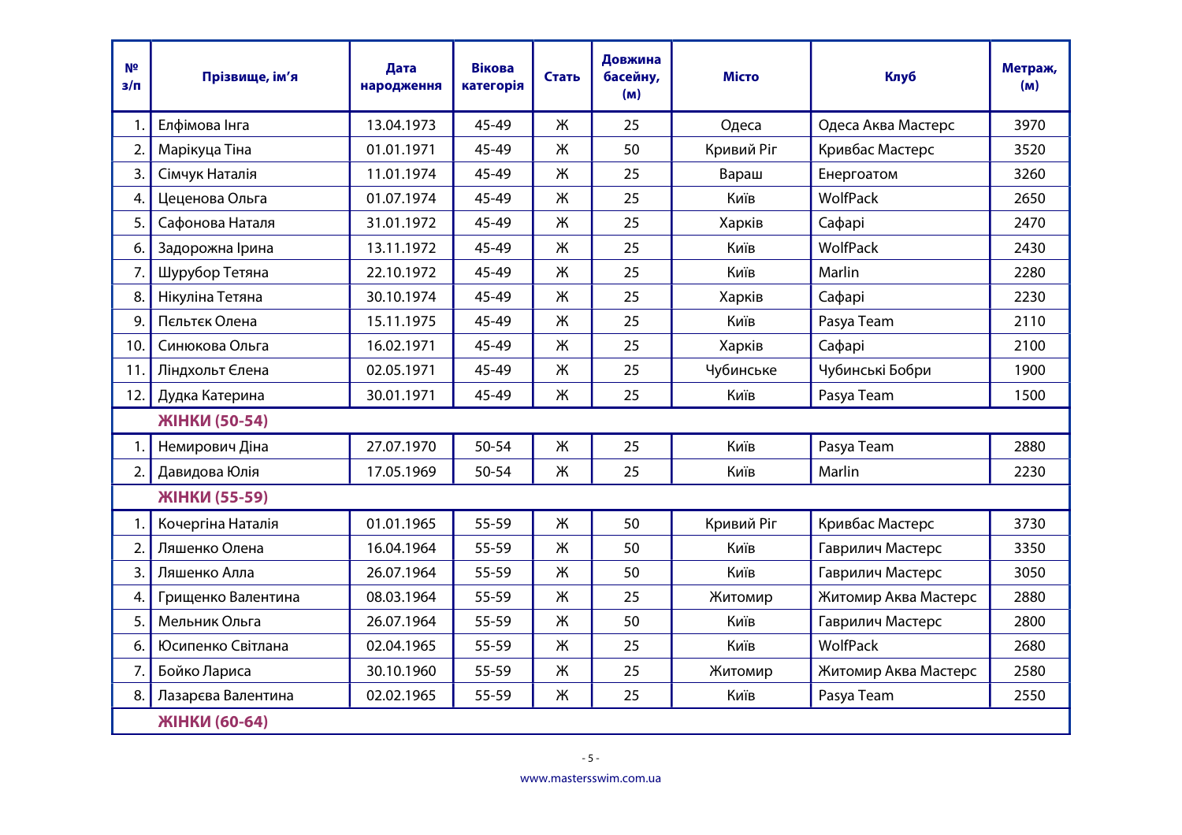| № з/п | Прізвище, ім'я | Дата народження | Вікова категорія | Стать | Довжина басейну, (м) | Місто | Клуб | Метраж, (м) |
|---|---|---|---|---|---|---|---|---|
| 1. | Елфімова Інга | 13.04.1973 | 45-49 | Ж | 25 | Одеса | Одеса Аква Мастерс | 3970 |
| 2. | Марікуца Тіна | 01.01.1971 | 45-49 | Ж | 50 | Кривий Ріг | Кривбас Мастерс | 3520 |
| 3. | Сімчук Наталія | 11.01.1974 | 45-49 | Ж | 25 | Вараш | Енергоатом | 3260 |
| 4. | Цеценова Ольга | 01.07.1974 | 45-49 | Ж | 25 | Київ | WolfPack | 2650 |
| 5. | Сафонова Наталя | 31.01.1972 | 45-49 | Ж | 25 | Харків | Сафарі | 2470 |
| 6. | Задорожна Ірина | 13.11.1972 | 45-49 | Ж | 25 | Київ | WolfPack | 2430 |
| 7. | Шурубор Тетяна | 22.10.1972 | 45-49 | Ж | 25 | Київ | Marlin | 2280 |
| 8. | Нікуліна Тетяна | 30.10.1974 | 45-49 | Ж | 25 | Харків | Сафарі | 2230 |
| 9. | Пєльтєк Олена | 15.11.1975 | 45-49 | Ж | 25 | Київ | Pasya Team | 2110 |
| 10. | Синюкова Ольга | 16.02.1971 | 45-49 | Ж | 25 | Харків | Сафарі | 2100 |
| 11. | Ліндхольт Єлена | 02.05.1971 | 45-49 | Ж | 25 | Чубинське | Чубинські Бобри | 1900 |
| 12. | Дудка Катерина | 30.01.1971 | 45-49 | Ж | 25 | Київ | Pasya Team | 1500 |
| | **ЖІНКИ (50-54)** | | | | | | | |
| 1. | Немирович Діна | 27.07.1970 | 50-54 | Ж | 25 | Київ | Pasya Team | 2880 |
| 2. | Давидова Юлія | 17.05.1969 | 50-54 | Ж | 25 | Київ | Marlin | 2230 |
| | **ЖІНКИ (55-59)** | | | | | | | |
| 1. | Кочергіна Наталія | 01.01.1965 | 55-59 | Ж | 50 | Кривий Ріг | Кривбас Мастерс | 3730 |
| 2. | Ляшенко Олена | 16.04.1964 | 55-59 | Ж | 50 | Київ | Гаврилич Мастерс | 3350 |
| 3. | Ляшенко Алла | 26.07.1964 | 55-59 | Ж | 50 | Київ | Гаврилич Мастерс | 3050 |
| 4. | Грищенко Валентина | 08.03.1964 | 55-59 | Ж | 25 | Житомир | Житомир Аква Мастерс | 2880 |
| 5. | Мельник Ольга | 26.07.1964 | 55-59 | Ж | 50 | Київ | Гаврилич Мастерс | 2800 |
| 6. | Юсипенко Світлана | 02.04.1965 | 55-59 | Ж | 25 | Київ | WolfPack | 2680 |
| 7. | Бойко Лариса | 30.10.1960 | 55-59 | Ж | 25 | Житомир | Житомир Аква Мастерс | 2580 |
| 8. | Лазарєва Валентина | 02.02.1965 | 55-59 | Ж | 25 | Київ | Pasya Team | 2550 |
| | **ЖІНКИ (60-64)** | | | | | | | |

www.mastersswim.com.ua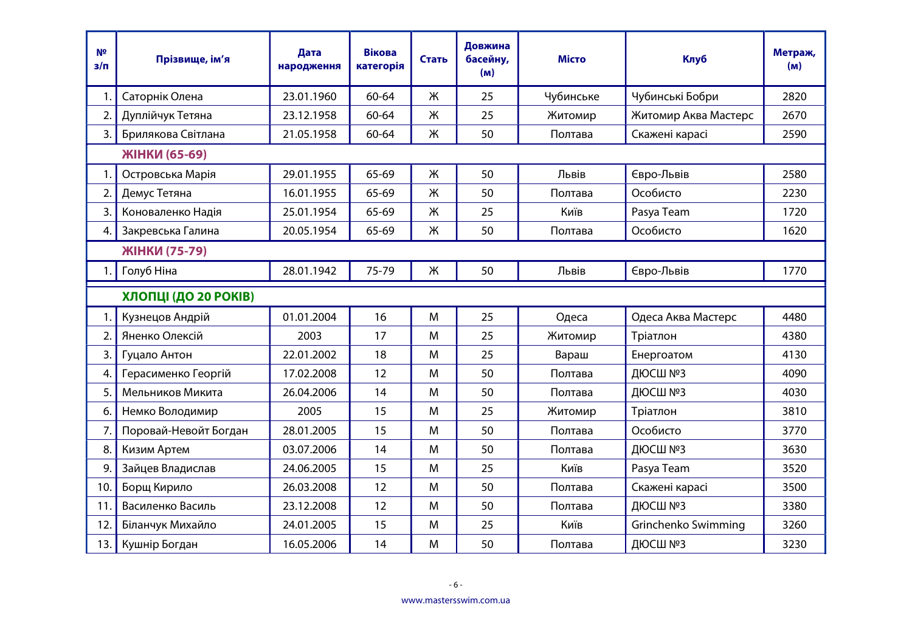| № з/п | Прізвище, ім'я | Дата народження | Вікова категорія | Стать | Довжина басейну, (м) | Місто | Клуб | Метраж, (м) |
|---|---|---|---|---|---|---|---|---|
| 1. | Саторнік Олена | 23.01.1960 | 60-64 | Ж | 25 | Чубинське | Чубинські Бобри | 2820 |
| 2. | Дуплійчук Тетяна | 23.12.1958 | 60-64 | Ж | 25 | Житомир | Житомир Аква Мастерс | 2670 |
| 3. | Брилякова Світлана | 21.05.1958 | 60-64 | Ж | 50 | Полтава | Скажені карасі | 2590 |
| | **ЖІНКИ (65-69)** | | | | | | | |
| 1. | Островська Марія | 29.01.1955 | 65-69 | Ж | 50 | Львів | Євро-Львів | 2580 |
| 2. | Демус Тетяна | 16.01.1955 | 65-69 | Ж | 50 | Полтава | Особисто | 2230 |
| 3. | Коноваленко Надія | 25.01.1954 | 65-69 | Ж | 25 | Київ | Pasya Team | 1720 |
| 4. | Закревська Галина | 20.05.1954 | 65-69 | Ж | 50 | Полтава | Особисто | 1620 |
| | **ЖІНКИ (75-79)** | | | | | | | |
| 1. | Голуб Ніна | 28.01.1942 | 75-79 | Ж | 50 | Львів | Євро-Львів | 1770 |
| | **ХЛОПЦІ (ДО 20 РОКІВ)** | | | | | | | |
| 1. | Кузнецов Андрій | 01.01.2004 | 16 | М | 25 | Одеса | Одеса Аква Мастерс | 4480 |
| 2. | Яненко Олексій | 2003 | 17 | М | 25 | Житомир | Тріатлон | 4380 |
| 3. | Гуцало Антон | 22.01.2002 | 18 | М | 25 | Вараш | Енергоатом | 4130 |
| 4. | Герасименко Георгій | 17.02.2008 | 12 | М | 50 | Полтава | ДЮСШ №3 | 4090 |
| 5. | Мельников Микита | 26.04.2006 | 14 | М | 50 | Полтава | ДЮСШ №3 | 4030 |
| 6. | Немко Володимир | 2005 | 15 | М | 25 | Житомир | Тріатлон | 3810 |
| 7. | Поровай-Невойт Богдан | 28.01.2005 | 15 | М | 50 | Полтава | Особисто | 3770 |
| 8. | Кизим Артем | 03.07.2006 | 14 | М | 50 | Полтава | ДЮСШ №3 | 3630 |
| 9. | Зайцев Владислав | 24.06.2005 | 15 | М | 25 | Київ | Pasya Team | 3520 |
| 10. | Борщ Кирило | 26.03.2008 | 12 | М | 50 | Полтава | Скажені карасі | 3500 |
| 11. | Василенко Василь | 23.12.2008 | 12 | М | 50 | Полтава | ДЮСШ №3 | 3380 |
| 12. | Біланчук Михайло | 24.01.2005 | 15 | М | 25 | Київ | Grinchenko Swimming | 3260 |
| 13. | Кушнір Богдан | 16.05.2006 | 14 | М | 50 | Полтава | ДЮСШ №3 | 3230 |

www.mastersswim.com.ua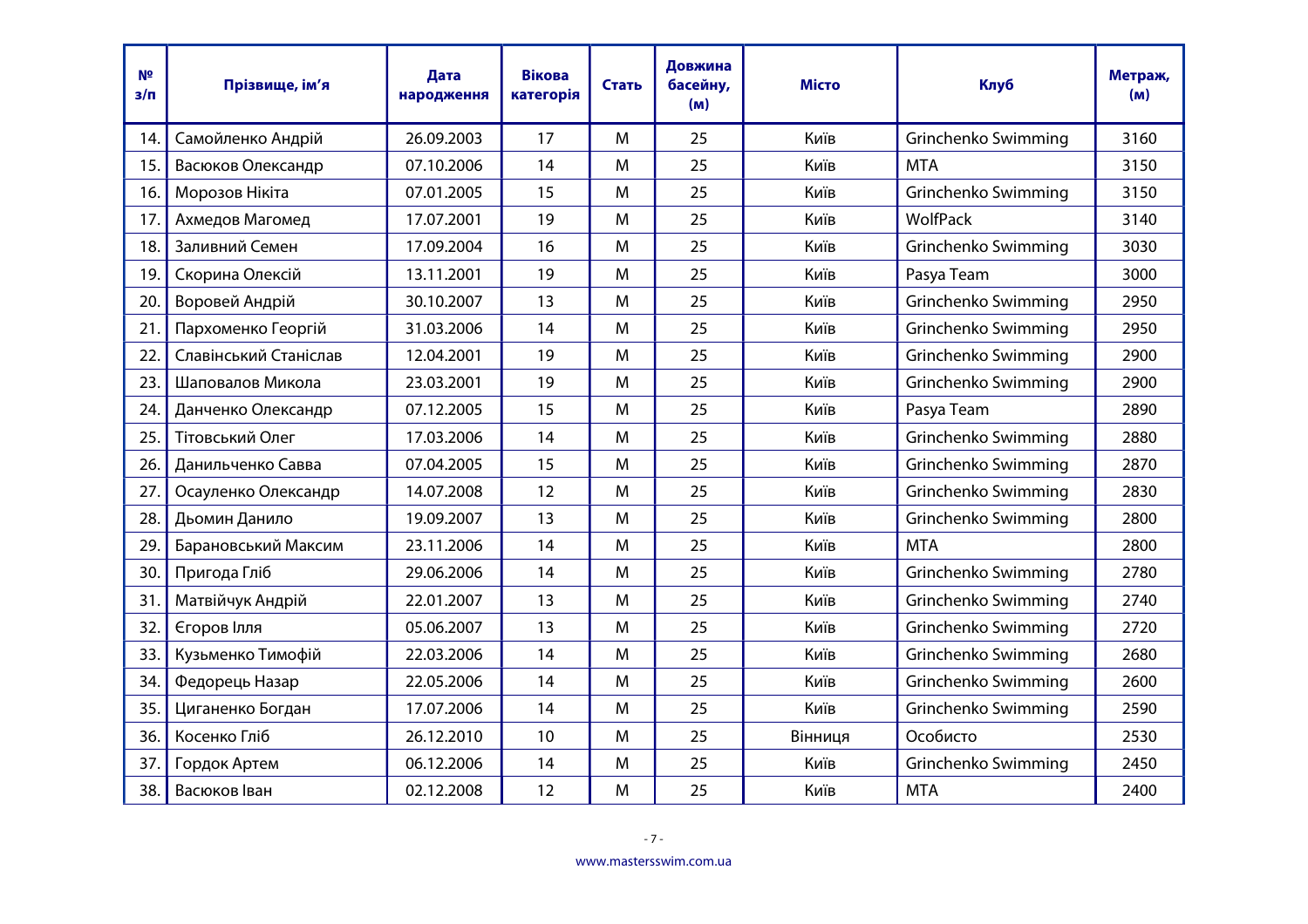| № з/п | Прізвище, ім'я | Дата народження | Вікова категорія | Стать | Довжина басейну, (м) | Місто | Клуб | Метраж, (м) |
|---|---|---|---|---|---|---|---|---|
| 14. | Самойленко Андрій | 26.09.2003 | 17 | М | 25 | Київ | Grinchenko Swimming | 3160 |
| 15. | Васюков Олександр | 07.10.2006 | 14 | М | 25 | Київ | MTA | 3150 |
| 16. | Морозов Нікіта | 07.01.2005 | 15 | М | 25 | Київ | Grinchenko Swimming | 3150 |
| 17. | Ахмедов Магомед | 17.07.2001 | 19 | М | 25 | Київ | WolfPack | 3140 |
| 18. | Заливний Семен | 17.09.2004 | 16 | М | 25 | Київ | Grinchenko Swimming | 3030 |
| 19. | Скорина Олексій | 13.11.2001 | 19 | М | 25 | Київ | Pasya Team | 3000 |
| 20. | Воровей Андрій | 30.10.2007 | 13 | М | 25 | Київ | Grinchenko Swimming | 2950 |
| 21. | Пархоменко Георгій | 31.03.2006 | 14 | М | 25 | Київ | Grinchenko Swimming | 2950 |
| 22. | Славінський Станіслав | 12.04.2001 | 19 | М | 25 | Київ | Grinchenko Swimming | 2900 |
| 23. | Шаповалов Микола | 23.03.2001 | 19 | М | 25 | Київ | Grinchenko Swimming | 2900 |
| 24. | Данченко Олександр | 07.12.2005 | 15 | М | 25 | Київ | Pasya Team | 2890 |
| 25. | Тітовський Олег | 17.03.2006 | 14 | М | 25 | Київ | Grinchenko Swimming | 2880 |
| 26. | Данильченко Савва | 07.04.2005 | 15 | М | 25 | Київ | Grinchenko Swimming | 2870 |
| 27. | Осауленко Олександр | 14.07.2008 | 12 | М | 25 | Київ | Grinchenko Swimming | 2830 |
| 28. | Дьомин Данило | 19.09.2007 | 13 | М | 25 | Київ | Grinchenko Swimming | 2800 |
| 29. | Барановський Максим | 23.11.2006 | 14 | М | 25 | Київ | MTA | 2800 |
| 30. | Пригода Гліб | 29.06.2006 | 14 | М | 25 | Київ | Grinchenko Swimming | 2780 |
| 31. | Матвійчук Андрій | 22.01.2007 | 13 | М | 25 | Київ | Grinchenko Swimming | 2740 |
| 32. | Єгоров Ілля | 05.06.2007 | 13 | М | 25 | Київ | Grinchenko Swimming | 2720 |
| 33. | Кузьменко Тимофій | 22.03.2006 | 14 | М | 25 | Київ | Grinchenko Swimming | 2680 |
| 34. | Федорець Назар | 22.05.2006 | 14 | М | 25 | Київ | Grinchenko Swimming | 2600 |
| 35. | Циганенко Богдан | 17.07.2006 | 14 | М | 25 | Київ | Grinchenko Swimming | 2590 |
| 36. | Косенко Гліб | 26.12.2010 | 10 | М | 25 | Вінниця | Особисто | 2530 |
| 37. | Гордок Артем | 06.12.2006 | 14 | М | 25 | Київ | Grinchenko Swimming | 2450 |
| 38. | Васюков Іван | 02.12.2008 | 12 | М | 25 | Київ | MTA | 2400 |

www.mastersswim.com.ua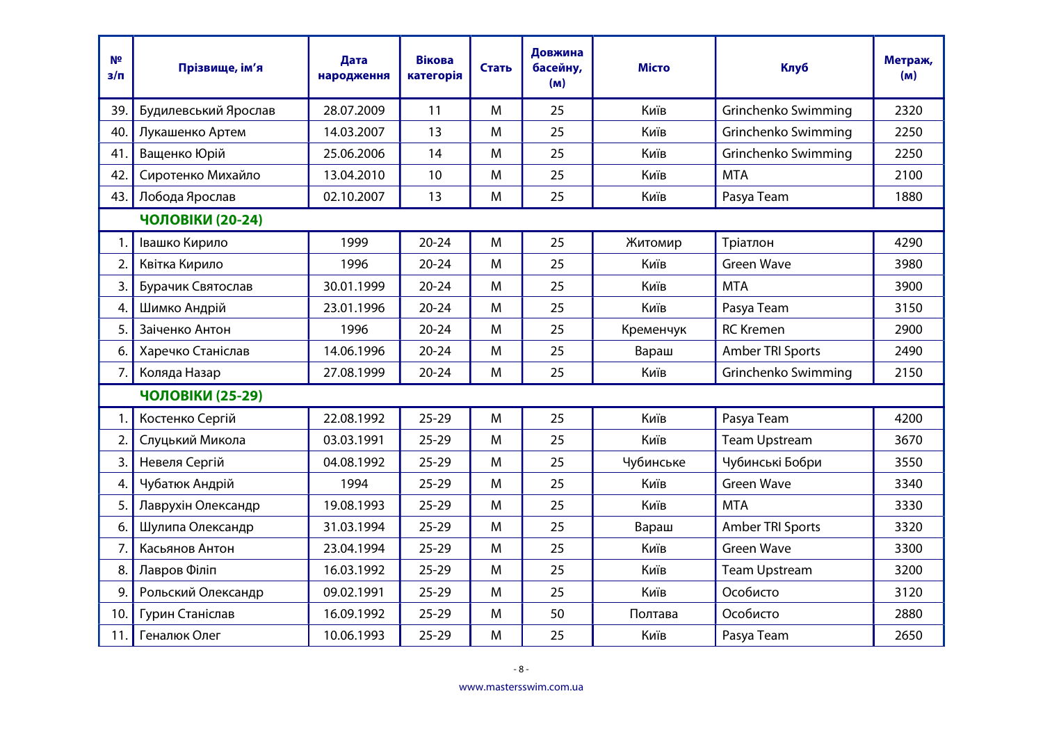| № з/п | Прізвище, ім'я | Дата народження | Вікова категорія | Стать | Довжина басейну, (м) | Місто | Клуб | Метраж, (м) |
|---|---|---|---|---|---|---|---|---|
| 39. | Будилевський Ярослав | 28.07.2009 | 11 | М | 25 | Київ | Grinchenko Swimming | 2320 |
| 40. | Лукашенко Артем | 14.03.2007 | 13 | М | 25 | Київ | Grinchenko Swimming | 2250 |
| 41. | Ващенко Юрій | 25.06.2006 | 14 | М | 25 | Київ | Grinchenko Swimming | 2250 |
| 42. | Сиротенко Михайло | 13.04.2010 | 10 | М | 25 | Київ | MTA | 2100 |
| 43. | Лобода Ярослав | 02.10.2007 | 13 | М | 25 | Київ | Pasya Team | 1880 |
| | **ЧОЛОВІКИ (20-24)** | | | | | | | |
| 1. | Івашко Кирило | 1999 | 20-24 | М | 25 | Житомир | Тріатлон | 4290 |
| 2. | Квітка Кирило | 1996 | 20-24 | М | 25 | Київ | Green Wave | 3980 |
| 3. | Бурачик Святослав | 30.01.1999 | 20-24 | М | 25 | Київ | MTA | 3900 |
| 4. | Шимко Андрій | 23.01.1996 | 20-24 | М | 25 | Київ | Pasya Team | 3150 |
| 5. | Заіченко Антон | 1996 | 20-24 | М | 25 | Кременчук | RC Kremen | 2900 |
| 6. | Харечко Станіслав | 14.06.1996 | 20-24 | М | 25 | Вараш | Amber TRI Sports | 2490 |
| 7. | Коляда Назар | 27.08.1999 | 20-24 | М | 25 | Київ | Grinchenko Swimming | 2150 |
| | **ЧОЛОВІКИ (25-29)** | | | | | | | |
| 1. | Костенко Сергій | 22.08.1992 | 25-29 | М | 25 | Київ | Pasya Team | 4200 |
| 2. | Слуцький Микола | 03.03.1991 | 25-29 | М | 25 | Київ | Team Upstream | 3670 |
| 3. | Невеля Сергій | 04.08.1992 | 25-29 | М | 25 | Чубинське | Чубинські Бобри | 3550 |
| 4. | Чубатюк Андрій | 1994 | 25-29 | М | 25 | Київ | Green Wave | 3340 |
| 5. | Лаврухін Олександр | 19.08.1993 | 25-29 | М | 25 | Київ | MTA | 3330 |
| 6. | Шулипа Олександр | 31.03.1994 | 25-29 | М | 25 | Вараш | Amber TRI Sports | 3320 |
| 7. | Касьянов Антон | 23.04.1994 | 25-29 | М | 25 | Київ | Green Wave | 3300 |
| 8. | Лавров Філіп | 16.03.1992 | 25-29 | М | 25 | Київ | Team Upstream | 3200 |
| 9. | Рольський Олександр | 09.02.1991 | 25-29 | М | 25 | Київ | Особисто | 3120 |
| 10. | Гурин Станіслав | 16.09.1992 | 25-29 | М | 50 | Полтава | Особисто | 2880 |
| 11. | Геналюк Олег | 10.06.1993 | 25-29 | М | 25 | Київ | Pasya Team | 2650 |

www.mastersswim.com.ua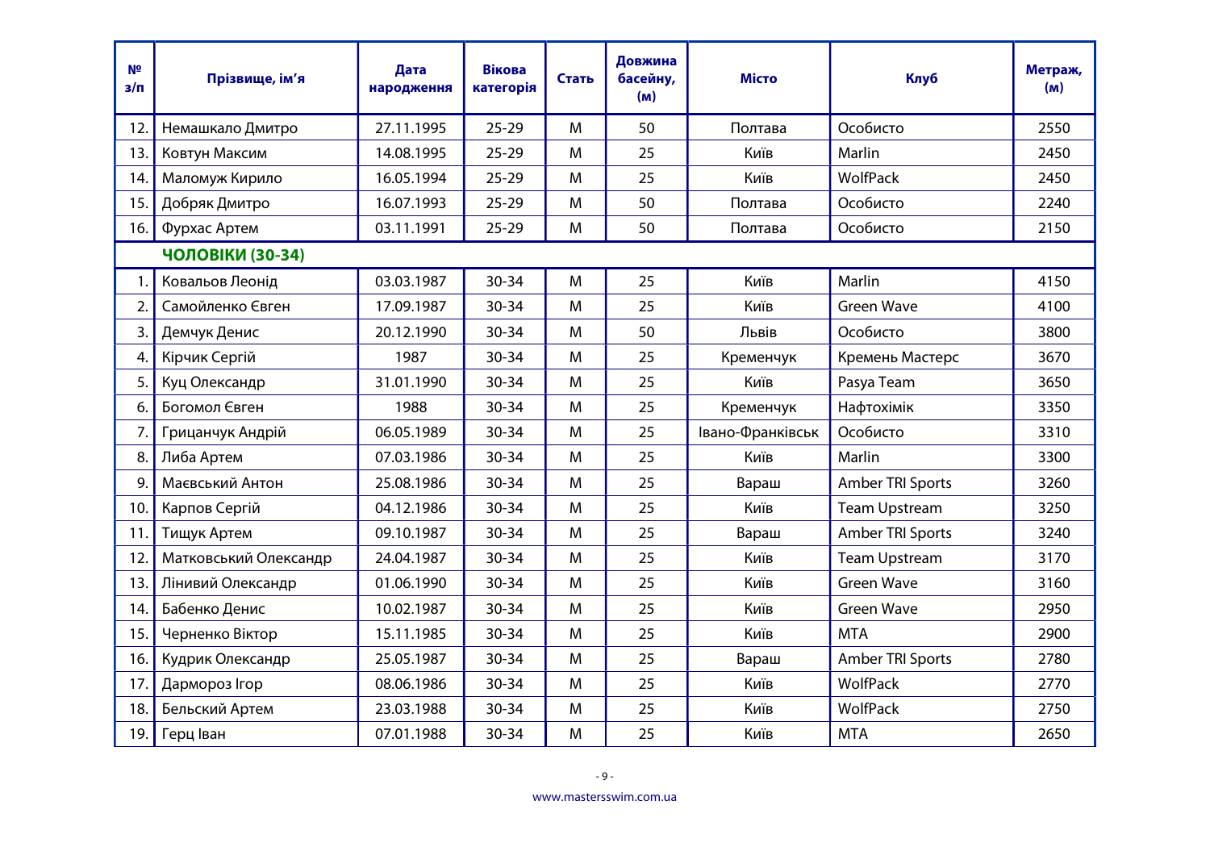| № з/п | Прізвище, ім'я | Дата народження | Вікова категорія | Стать | Довжина басейну, (м) | Місто | Клуб | Метраж, (м) |
|---|---|---|---|---|---|---|---|---|
| 12. | Немашкало Дмитро | 27.11.1995 | 25-29 | М | 50 | Полтава | Особисто | 2550 |
| 13. | Ковтун Максим | 14.08.1995 | 25-29 | М | 25 | Київ | Marlin | 2450 |
| 14. | Маломуж Кирило | 16.05.1994 | 25-29 | М | 25 | Київ | WolfPack | 2450 |
| 15. | Добряк Дмитро | 16.07.1993 | 25-29 | М | 50 | Полтава | Особисто | 2240 |
| 16. | Фурхас Артем | 03.11.1991 | 25-29 | М | 50 | Полтава | Особисто | 2150 |
| | **ЧОЛОВІКИ (30-34)** | | | | | | | |
| 1. | Ковальов Леонід | 03.03.1987 | 30-34 | М | 25 | Київ | Marlin | 4150 |
| 2. | Самойленко Євген | 17.09.1987 | 30-34 | М | 25 | Київ | Green Wave | 4100 |
| 3. | Демчук Денис | 20.12.1990 | 30-34 | М | 50 | Львів | Особисто | 3800 |
| 4. | Кірчик Сергій | 1987 | 30-34 | М | 25 | Кременчук | Кремень Мастерс | 3670 |
| 5. | Куц Олександр | 31.01.1990 | 30-34 | М | 25 | Київ | Pasya Team | 3650 |
| 6. | Богомол Євген | 1988 | 30-34 | М | 25 | Кременчук | Нафтохімік | 3350 |
| 7. | Грицанчук Андрій | 06.05.1989 | 30-34 | М | 25 | Івано-Франківськ | Особисто | 3310 |
| 8. | Либа Артем | 07.03.1986 | 30-34 | М | 25 | Київ | Marlin | 3300 |
| 9. | Маєвський Антон | 25.08.1986 | 30-34 | М | 25 | Вараш | Amber TRI Sports | 3260 |
| 10. | Карпов Сергій | 04.12.1986 | 30-34 | М | 25 | Київ | Team Upstream | 3250 |
| 11. | Тищук Артем | 09.10.1987 | 30-34 | М | 25 | Вараш | Amber TRI Sports | 3240 |
| 12. | Матковський Олександр | 24.04.1987 | 30-34 | М | 25 | Київ | Team Upstream | 3170 |
| 13. | Лінивий Олександр | 01.06.1990 | 30-34 | М | 25 | Київ | Green Wave | 3160 |
| 14. | Бабенко Денис | 10.02.1987 | 30-34 | М | 25 | Київ | Green Wave | 2950 |
| 15. | Черненко Віктор | 15.11.1985 | 30-34 | М | 25 | Київ | MTA | 2900 |
| 16. | Кудрик Олександр | 25.05.1987 | 30-34 | М | 25 | Вараш | Amber TRI Sports | 2780 |
| 17. | Дарморoз Ігор | 08.06.1986 | 30-34 | М | 25 | Київ | WolfPack | 2770 |
| 18. | Бельский Артем | 23.03.1988 | 30-34 | М | 25 | Київ | WolfPack | 2750 |
| 19. | Герц Іван | 07.01.1988 | 30-34 | М | 25 | Київ | MTA | 2650 |

www.mastersswim.com.ua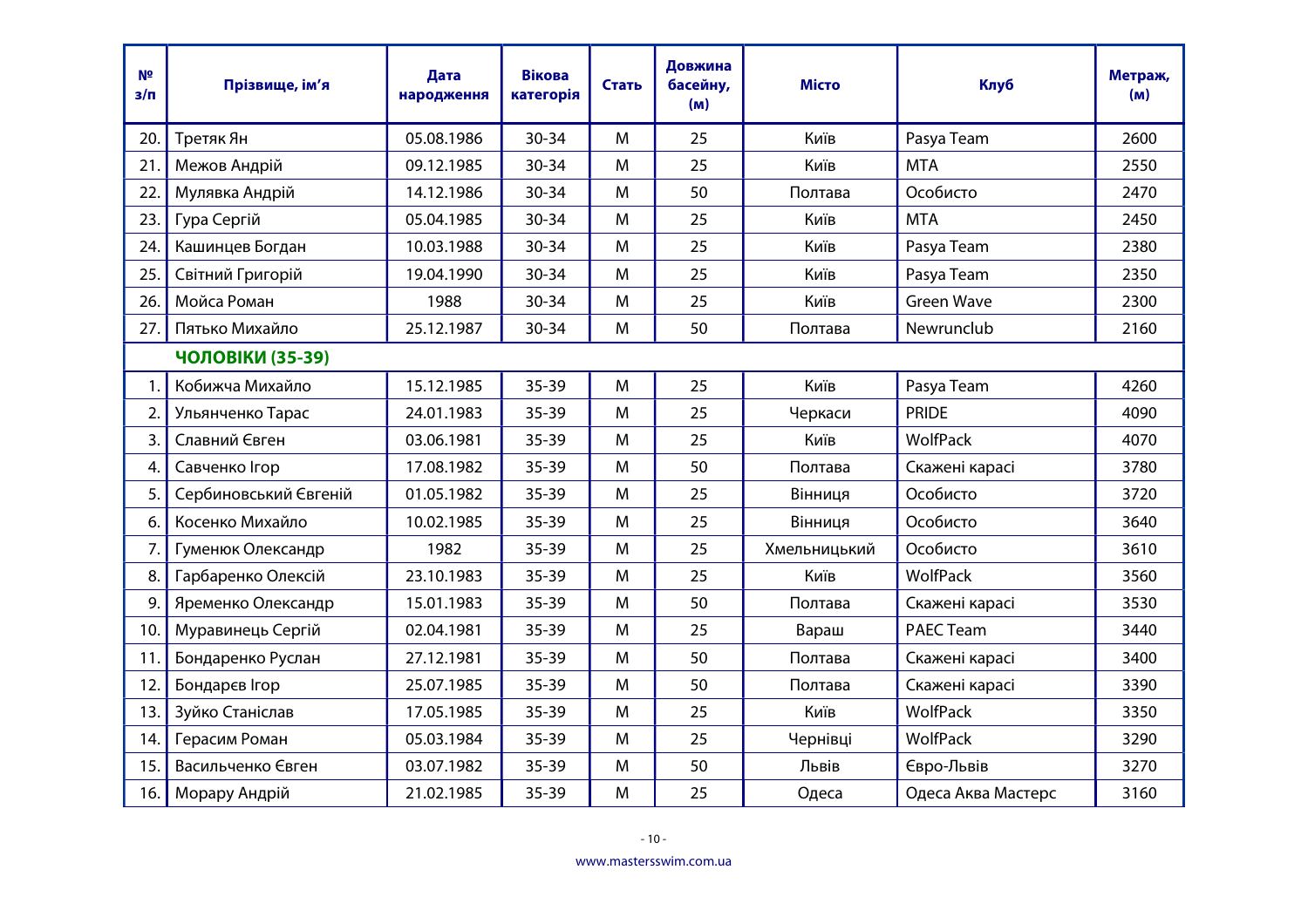| № з/п | Прізвище, ім’я | Дата народження | Вікова категорія | Стать | Довжина басейну, (м) | Місто | Клуб | Метраж, (м) |
|---|---|---|---|---|---|---|---|---|
| 20. | Третяк Ян | 05.08.1986 | 30-34 | М | 25 | Київ | Pasya Team | 2600 |
| 21. | Межов Андрій | 09.12.1985 | 30-34 | М | 25 | Київ | MTA | 2550 |
| 22. | Мулявка Андрій | 14.12.1986 | 30-34 | М | 50 | Полтава | Особисто | 2470 |
| 23. | Гура Сергій | 05.04.1985 | 30-34 | М | 25 | Київ | MTA | 2450 |
| 24. | Кашинцев Богдан | 10.03.1988 | 30-34 | М | 25 | Київ | Pasya Team | 2380 |
| 25. | Світний Григорій | 19.04.1990 | 30-34 | М | 25 | Київ | Pasya Team | 2350 |
| 26. | Мойса Роман | 1988 | 30-34 | М | 25 | Київ | Green Wave | 2300 |
| 27. | Пятько Михайло | 25.12.1987 | 30-34 | М | 50 | Полтава | Newrunclub | 2160 |
| | **ЧОЛОВІКИ (35-39)** | | | | | | | |
| 1. | Кобижча Михайло | 15.12.1985 | 35-39 | М | 25 | Київ | Pasya Team | 4260 |
| 2. | Ульянченко Тарас | 24.01.1983 | 35-39 | М | 25 | Черкаси | PRIDE | 4090 |
| 3. | Славний Євген | 03.06.1981 | 35-39 | М | 25 | Київ | WolfPack | 4070 |
| 4. | Савченко Ігор | 17.08.1982 | 35-39 | М | 50 | Полтава | Скажені карасі | 3780 |
| 5. | Сербиновський Євгеній | 01.05.1982 | 35-39 | М | 25 | Вінниця | Особисто | 3720 |
| 6. | Косенко Михайло | 10.02.1985 | 35-39 | М | 25 | Вінниця | Особисто | 3640 |
| 7. | Гуменюк Олександр | 1982 | 35-39 | М | 25 | Хмельницький | Особисто | 3610 |
| 8. | Гарбаренко Олексій | 23.10.1983 | 35-39 | М | 25 | Київ | WolfPack | 3560 |
| 9. | Яременко Олександр | 15.01.1983 | 35-39 | М | 50 | Полтава | Скажені карасі | 3530 |
| 10. | Муравинець Сергій | 02.04.1981 | 35-39 | М | 25 | Вараш | PAEC Team | 3440 |
| 11. | Бондаренко Руслан | 27.12.1981 | 35-39 | М | 50 | Полтава | Скажені карасі | 3400 |
| 12. | Бондарєв Ігор | 25.07.1985 | 35-39 | М | 50 | Полтава | Скажені карасі | 3390 |
| 13. | Зуйко Станіслав | 17.05.1985 | 35-39 | М | 25 | Київ | WolfPack | 3350 |
| 14. | Герасим Роман | 05.03.1984 | 35-39 | М | 25 | Чернівці | WolfPack | 3290 |
| 15. | Васильченко Євген | 03.07.1982 | 35-39 | М | 50 | Львів | Євро-Львів | 3270 |
| 16. | Морару Андрій | 21.02.1985 | 35-39 | М | 25 | Одеса | Одеса Аква Мастерс | 3160 |

www.mastersswim.com.ua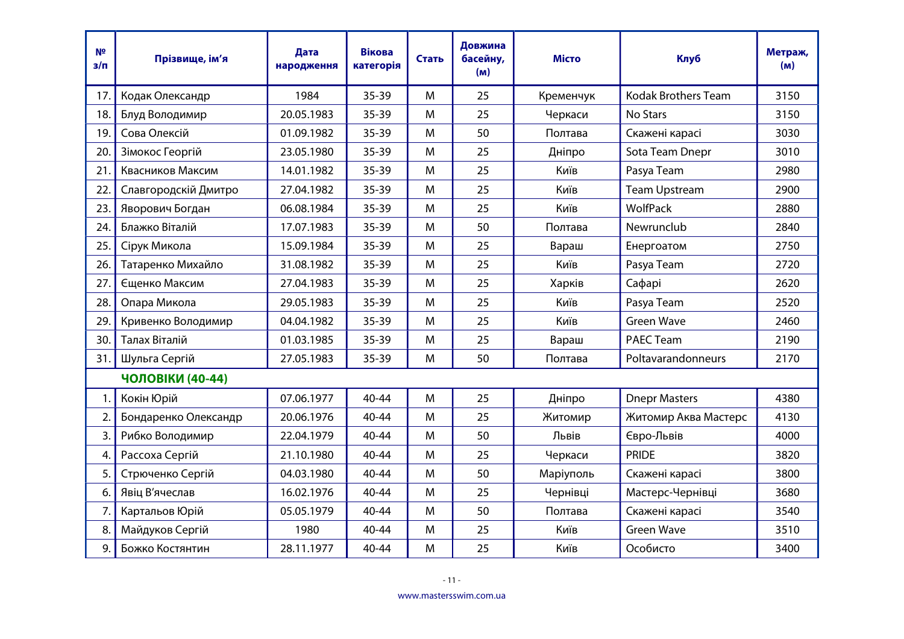| № з/п | Прізвище, ім'я | Дата народження | Вікова категорія | Стать | Довжина басейну, (м) | Місто | Клуб | Метраж, (м) |
|---|---|---|---|---|---|---|---|---|
| 17. | Кодак Олександр | 1984 | 35-39 | M | 25 | Кременчук | Kodak Brothers Team | 3150 |
| 18. | Блуд Володимир | 20.05.1983 | 35-39 | M | 25 | Черкаси | No Stars | 3150 |
| 19. | Сова Олексій | 01.09.1982 | 35-39 | M | 50 | Полтава | Скажені карасі | 3030 |
| 20. | Зімокос Георгій | 23.05.1980 | 35-39 | M | 25 | Дніпро | Sota Team Dnepr | 3010 |
| 21. | Квасников Максим | 14.01.1982 | 35-39 | M | 25 | Київ | Pasya Team | 2980 |
| 22. | Славгородскій Дмитро | 27.04.1982 | 35-39 | M | 25 | Київ | Team Upstream | 2900 |
| 23. | Яворович Богдан | 06.08.1984 | 35-39 | M | 25 | Київ | WolfPack | 2880 |
| 24. | Блажко Віталій | 17.07.1983 | 35-39 | M | 50 | Полтава | Newrunclub | 2840 |
| 25. | Сірук Микола | 15.09.1984 | 35-39 | M | 25 | Вараш | Енергоатом | 2750 |
| 26. | Татаренко Михайло | 31.08.1982 | 35-39 | M | 25 | Київ | Pasya Team | 2720 |
| 27. | Єщенко Максим | 27.04.1983 | 35-39 | M | 25 | Харків | Сафарі | 2620 |
| 28. | Опара Микола | 29.05.1983 | 35-39 | M | 25 | Київ | Pasya Team | 2520 |
| 29. | Кривенко Володимир | 04.04.1982 | 35-39 | M | 25 | Київ | Green Wave | 2460 |
| 30. | Талах Віталій | 01.03.1985 | 35-39 | M | 25 | Вараш | PAEC Team | 2190 |
| 31. | Шульга Сергій | 27.05.1983 | 35-39 | M | 50 | Полтава | Poltavarandonneurs | 2170 |
| | **ЧОЛОВІКИ (40-44)** | | | | | | | |
| 1. | Кокін Юрій | 07.06.1977 | 40-44 | M | 25 | Дніпро | Dnepr Masters | 4380 |
| 2. | Бондаренко Олександр | 20.06.1976 | 40-44 | M | 25 | Житомир | Житомир Аква Мастерс | 4130 |
| 3. | Рибко Володимир | 22.04.1979 | 40-44 | M | 50 | Львів | Євро-Львів | 4000 |
| 4. | Рассоха Сергій | 21.10.1980 | 40-44 | M | 25 | Черкаси | PRIDE | 3820 |
| 5. | Стрюченко Сергій | 04.03.1980 | 40-44 | M | 50 | Маріуполь | Скажені карасі | 3800 |
| 6. | Явіц В'ячеслав | 16.02.1976 | 40-44 | M | 25 | Чернівці | Мастерс-Чернівці | 3680 |
| 7. | Картальов Юрій | 05.05.1979 | 40-44 | M | 50 | Полтава | Скажені карасі | 3540 |
| 8. | Майдуков Сергій | 1980 | 40-44 | M | 25 | Київ | Green Wave | 3510 |
| 9. | Божко Костянтин | 28.11.1977 | 40-44 | M | 25 | Київ | Особисто | 3400 |

www.mastersswim.com.ua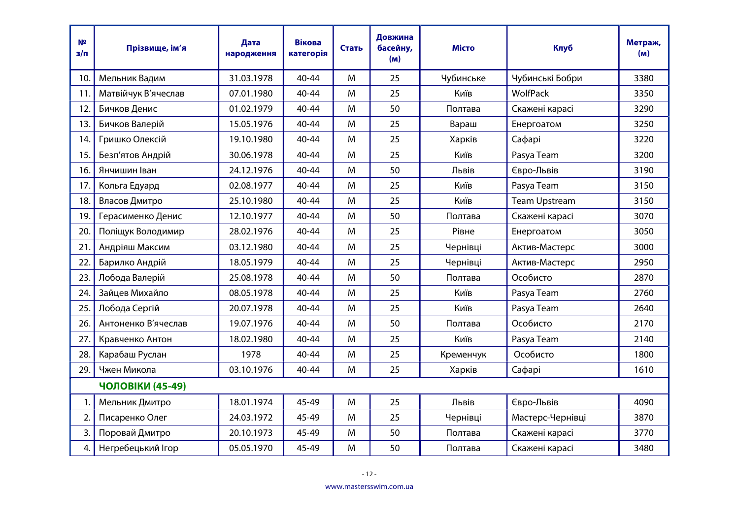| № з/п | Прізвище, ім'я | Дата народження | Вікова категорія | Стать | Довжина басейну, (м) | Місто | Клуб | Метраж, (м) |
|---|---|---|---|---|---|---|---|---|
| 10. | Мельник Вадим | 31.03.1978 | 40-44 | М | 25 | Чубинське | Чубинські Бобри | 3380 |
| 11. | Матвійчук В'ячеслав | 07.01.1980 | 40-44 | М | 25 | Київ | WolfPack | 3350 |
| 12. | Бичков Денис | 01.02.1979 | 40-44 | М | 50 | Полтава | Скажені карасі | 3290 |
| 13. | Бичков Валерій | 15.05.1976 | 40-44 | М | 25 | Вараш | Енергоатом | 3250 |
| 14. | Гришко Олексій | 19.10.1980 | 40-44 | М | 25 | Харків | Сафарі | 3220 |
| 15. | Безп'ятов Андрій | 30.06.1978 | 40-44 | М | 25 | Київ | Pasya Team | 3200 |
| 16. | Янчишин Іван | 24.12.1976 | 40-44 | М | 50 | Львів | Євро-Львів | 3190 |
| 17. | Кольга Едуард | 02.08.1977 | 40-44 | М | 25 | Київ | Pasya Team | 3150 |
| 18. | Власов Дмитро | 25.10.1980 | 40-44 | М | 25 | Київ | Team Upstream | 3150 |
| 19. | Герасименко Денис | 12.10.1977 | 40-44 | М | 50 | Полтава | Скажені карасі | 3070 |
| 20. | Поліщук Володимир | 28.02.1976 | 40-44 | М | 25 | Рівне | Енергоатом | 3050 |
| 21. | Андріяш Максим | 03.12.1980 | 40-44 | М | 25 | Чернівці | Актив-Мастерс | 3000 |
| 22. | Барилко Андрій | 18.05.1979 | 40-44 | М | 25 | Чернівці | Актив-Мастерс | 2950 |
| 23. | Лобода Валерій | 25.08.1978 | 40-44 | М | 50 | Полтава | Особисто | 2870 |
| 24. | Зайцев Михайло | 08.05.1978 | 40-44 | М | 25 | Київ | Pasya Team | 2760 |
| 25. | Лобода Сергій | 20.07.1978 | 40-44 | М | 25 | Київ | Pasya Team | 2640 |
| 26. | Антоненко В'ячеслав | 19.07.1976 | 40-44 | М | 50 | Полтава | Особисто | 2170 |
| 27. | Кравченко Антон | 18.02.1980 | 40-44 | М | 25 | Київ | Pasya Team | 2140 |
| 28. | Карабаш Руслан | 1978 | 40-44 | М | 25 | Кременчук | Особисто | 1800 |
| 29. | Чжен Микола | 03.10.1976 | 40-44 | М | 25 | Харків | Сафарі | 1610 |
| | **ЧОЛОВІКИ (45-49)** | | | | | | | |
| 1. | Мельник Дмитро | 18.01.1974 | 45-49 | М | 25 | Львів | Євро-Львів | 4090 |
| 2. | Писаренко Олег | 24.03.1972 | 45-49 | М | 25 | Чернівці | Мастерс-Чернівці | 3870 |
| 3. | Поровай Дмитро | 20.10.1973 | 45-49 | М | 50 | Полтава | Скажені карасі | 3770 |
| 4. | Негребецький Ігор | 05.05.1970 | 45-49 | М | 50 | Полтава | Скажені карасі | 3480 |

www.mastersswim.com.ua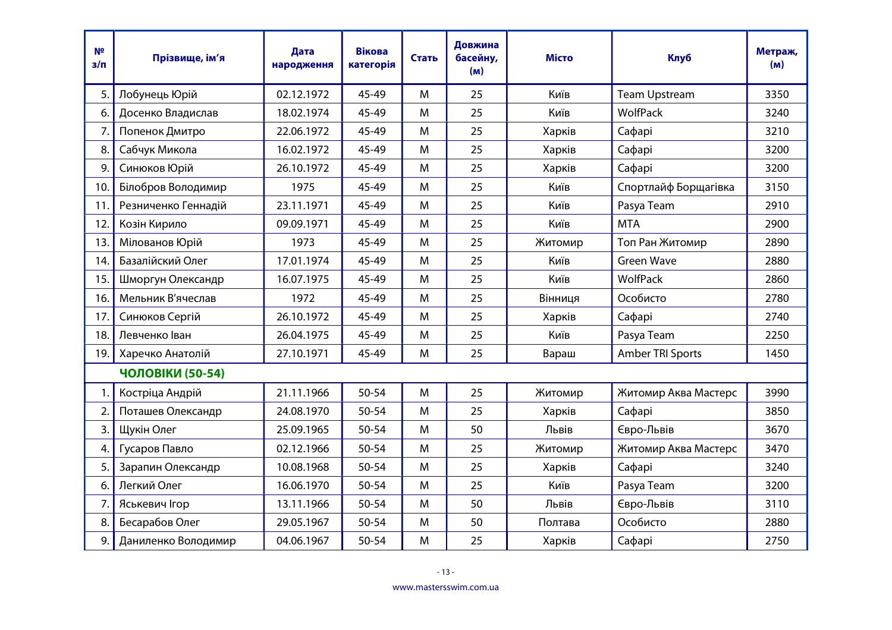| № з/п | Прізвище, ім'я | Дата народження | Вікова категорія | Стать | Довжина басейну, (м) | Місто | Клуб | Метраж, (м) |
|---|---|---|---|---|---|---|---|---|
| 5. | Лобунець Юрій | 02.12.1972 | 45-49 | М | 25 | Київ | Team Upstream | 3350 |
| 6. | Досенко Владислав | 18.02.1974 | 45-49 | М | 25 | Київ | WolfPack | 3240 |
| 7. | Попенок Дмитро | 22.06.1972 | 45-49 | М | 25 | Харків | Сафарі | 3210 |
| 8. | Сабчук Микола | 16.02.1972 | 45-49 | М | 25 | Харків | Сафарі | 3200 |
| 9. | Синюков Юрій | 26.10.1972 | 45-49 | М | 25 | Харків | Сафарі | 3200 |
| 10. | Білобров Володимир | 1975 | 45-49 | М | 25 | Київ | Спортлайф Борщагівка | 3150 |
| 11. | Резниченко Геннадій | 23.11.1971 | 45-49 | М | 25 | Київ | Pasya Team | 2910 |
| 12. | Козін Кирило | 09.09.1971 | 45-49 | М | 25 | Київ | MTA | 2900 |
| 13. | Мілованов Юрій | 1973 | 45-49 | М | 25 | Житомир | Топ Ран Житомир | 2890 |
| 14. | Базалійский Олег | 17.01.1974 | 45-49 | М | 25 | Київ | Green Wave | 2880 |
| 15. | Шморгун Олександр | 16.07.1975 | 45-49 | М | 25 | Київ | WolfPack | 2860 |
| 16. | Мельник В'ячеслав | 1972 | 45-49 | М | 25 | Вінниця | Особисто | 2780 |
| 17. | Синюков Сергій | 26.10.1972 | 45-49 | М | 25 | Харків | Сафарі | 2740 |
| 18. | Левченко Іван | 26.04.1975 | 45-49 | М | 25 | Київ | Pasya Team | 2250 |
| 19. | Харечко Анатолій | 27.10.1971 | 45-49 | М | 25 | Вараш | Amber TRI Sports | 1450 |
| | **ЧОЛОВІКИ (50-54)** | | | | | | | |
| 1. | Костріца Андрій | 21.11.1966 | 50-54 | М | 25 | Житомир | Житомир Аква Мастерс | 3990 |
| 2. | Поташев Олександр | 24.08.1970 | 50-54 | М | 25 | Харків | Сафарі | 3850 |
| 3. | Щукін Олег | 25.09.1965 | 50-54 | М | 50 | Львів | Євро-Львів | 3670 |
| 4. | Гусаров Павло | 02.12.1966 | 50-54 | М | 25 | Житомир | Житомир Аква Мастерс | 3470 |
| 5. | Зарапин Олександр | 10.08.1968 | 50-54 | М | 25 | Харків | Сафарі | 3240 |
| 6. | Легкий Олег | 16.06.1970 | 50-54 | М | 25 | Київ | Pasya Team | 3200 |
| 7. | Яськевич Ігор | 13.11.1966 | 50-54 | М | 50 | Львів | Євро-Львів | 3110 |
| 8. | Бесарабов Олег | 29.05.1967 | 50-54 | М | 50 | Полтава | Особисто | 2880 |
| 9. | Даниленко Володимир | 04.06.1967 | 50-54 | М | 25 | Харків | Сафарі | 2750 |

www.mastersswim.com.ua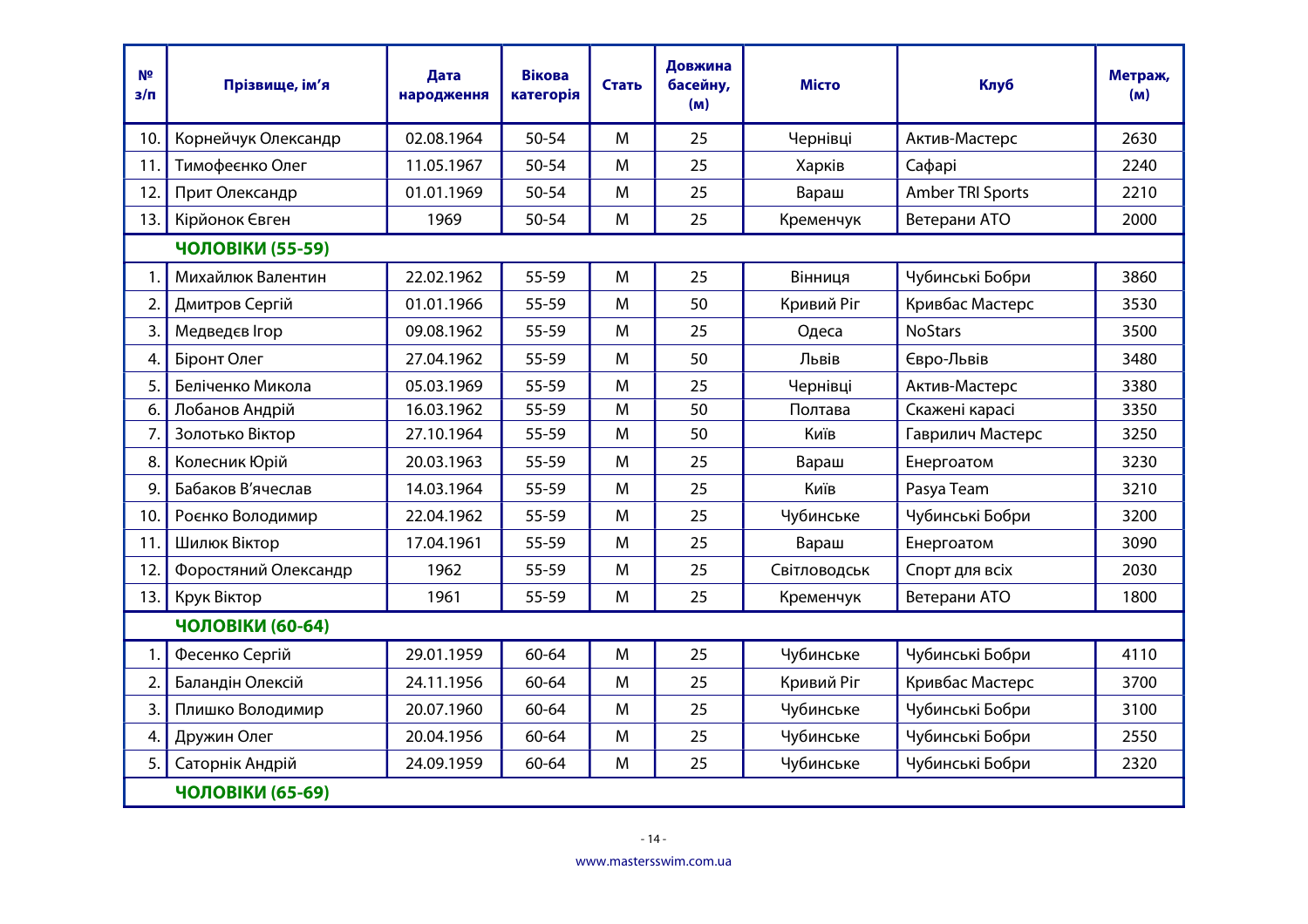| № з/п | Прізвище, ім'я | Дата народження | Вікова категорія | Стать | Довжина басейну, (м) | Місто | Клуб | Метраж, (м) |
|---|---|---|---|---|---|---|---|---|
| 10. | Корнейчук Олександр | 02.08.1964 | 50-54 | М | 25 | Чернівці | Актив-Мастерс | 2630 |
| 11. | Тимофеєнко Олег | 11.05.1967 | 50-54 | М | 25 | Харків | Сафарі | 2240 |
| 12. | Прит Олександр | 01.01.1969 | 50-54 | М | 25 | Вараш | Amber TRI Sports | 2210 |
| 13. | Кірйонок Євген | 1969 | 50-54 | М | 25 | Кременчук | Ветерани АТО | 2000 |
| | **ЧОЛОВІКИ (55-59)** | | | | | | | |
| 1. | Михайлюк Валентин | 22.02.1962 | 55-59 | М | 25 | Вінниця | Чубинські Бобри | 3860 |
| 2. | Дмитров Сергій | 01.01.1966 | 55-59 | М | 50 | Кривий Ріг | Кривбас Мастерс | 3530 |
| 3. | Медведєв Ігор | 09.08.1962 | 55-59 | М | 25 | Одеса | NoStars | 3500 |
| 4. | Біронт Олег | 27.04.1962 | 55-59 | М | 50 | Львів | Євро-Львів | 3480 |
| 5. | Беліченко Микола | 05.03.1969 | 55-59 | М | 25 | Чернівці | Актив-Мастерс | 3380 |
| 6. | Лобанов Андрій | 16.03.1962 | 55-59 | М | 50 | Полтава | Скажені карасі | 3350 |
| 7. | Золотько Віктор | 27.10.1964 | 55-59 | М | 50 | Київ | Гаврилич Мастерс | 3250 |
| 8. | Колесник Юрій | 20.03.1963 | 55-59 | М | 25 | Вараш | Енергоатом | 3230 |
| 9. | Бабаков В'ячеслав | 14.03.1964 | 55-59 | М | 25 | Київ | Pasya Team | 3210 |
| 10. | Роєнко Володимир | 22.04.1962 | 55-59 | М | 25 | Чубинське | Чубинські Бобри | 3200 |
| 11. | Шилюк Віктор | 17.04.1961 | 55-59 | М | 25 | Вараш | Енергоатом | 3090 |
| 12. | Форостяний Олександр | 1962 | 55-59 | М | 25 | Світловодськ | Спорт для всіх | 2030 |
| 13. | Крук Віктор | 1961 | 55-59 | М | 25 | Кременчук | Ветерани АТО | 1800 |
| | **ЧОЛОВІКИ (60-64)** | | | | | | | |
| 1. | Фесенко Сергій | 29.01.1959 | 60-64 | М | 25 | Чубинське | Чубинські Бобри | 4110 |
| 2. | Баландін Олексій | 24.11.1956 | 60-64 | М | 25 | Кривий Ріг | Кривбас Мастерс | 3700 |
| 3. | Плишко Володимир | 20.07.1960 | 60-64 | М | 25 | Чубинське | Чубинські Бобри | 3100 |
| 4. | Дружин Олег | 20.04.1956 | 60-64 | М | 25 | Чубинське | Чубинські Бобри | 2550 |
| 5. | Саторнік Андрій | 24.09.1959 | 60-64 | М | 25 | Чубинське | Чубинські Бобри | 2320 |
| | **ЧОЛОВІКИ (65-69)** | | | | | | | |

www.mastersswim.com.ua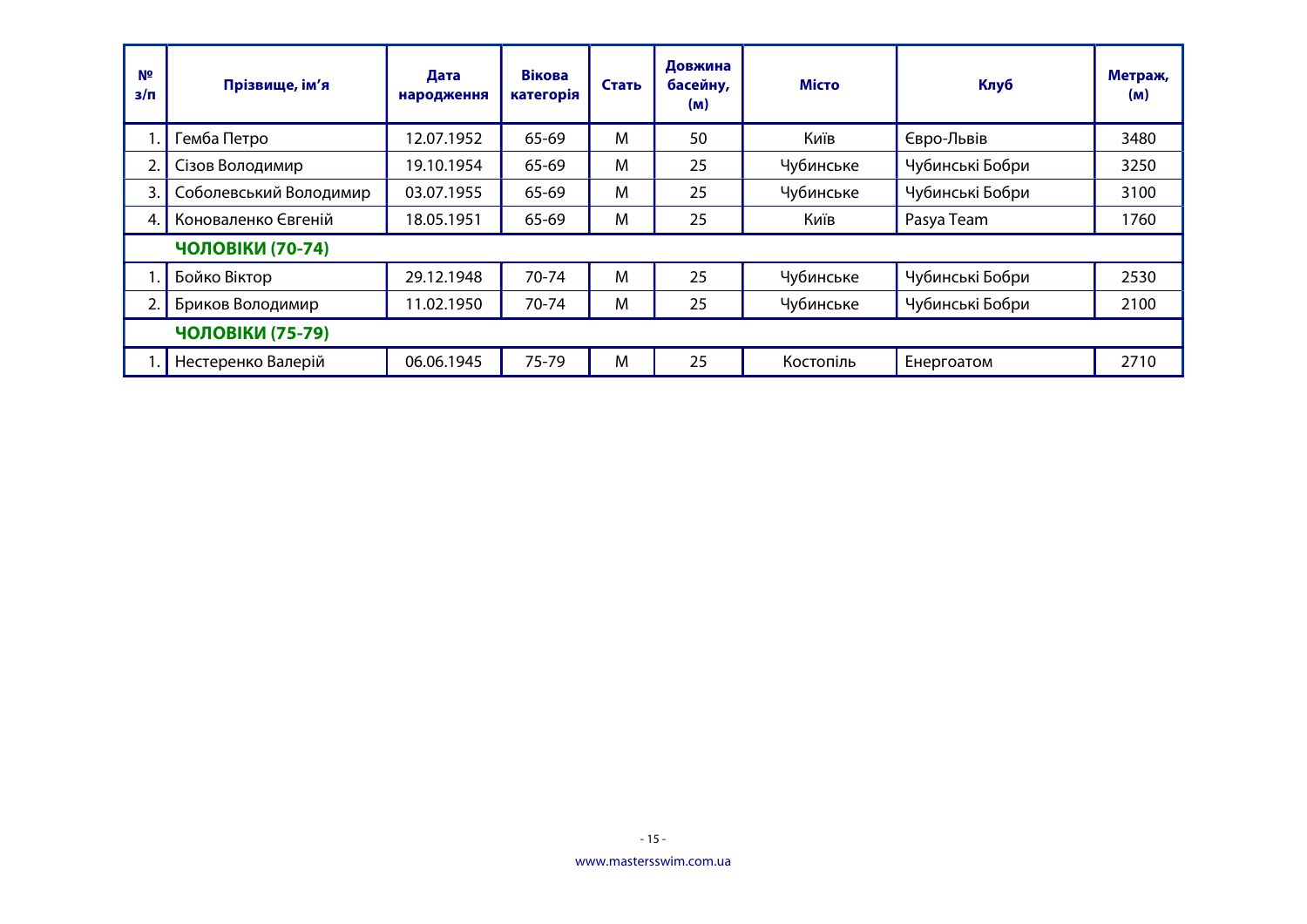| № з/п | Прізвище, ім’я | Дата народження | Вікова категорія | Стать | Довжина басейну, (м) | Місто | Клуб | Метраж, (м) |
|---|---|---|---|---|---|---|---|---|
| 1. | Гемба Петро | 12.07.1952 | 65-69 | М | 50 | Київ | Євро-Львів | 3480 |
| 2. | Сізов Володимир | 19.10.1954 | 65-69 | М | 25 | Чубинське | Чубинські Бобри | 3250 |
| 3. | Соболевський Володимир | 03.07.1955 | 65-69 | М | 25 | Чубинське | Чубинські Бобри | 3100 |
| 4. | Коноваленко Євгеній | 18.05.1951 | 65-69 | М | 25 | Київ | Pasya Team | 1760 |
| | **ЧОЛОВІКИ (70-74)** | | | | | | | |
| 1. | Бойко Віктор | 29.12.1948 | 70-74 | М | 25 | Чубинське | Чубинські Бобри | 2530 |
| 2. | Бриков Володимир | 11.02.1950 | 70-74 | М | 25 | Чубинське | Чубинські Бобри | 2100 |
| | **ЧОЛОВІКИ (75-79)** | | | | | | | |
| 1. | Нестеренко Валерій | 06.06.1945 | 75-79 | М | 25 | Костопіль | Енергоатом | 2710 |

www.mastersswim.com.ua